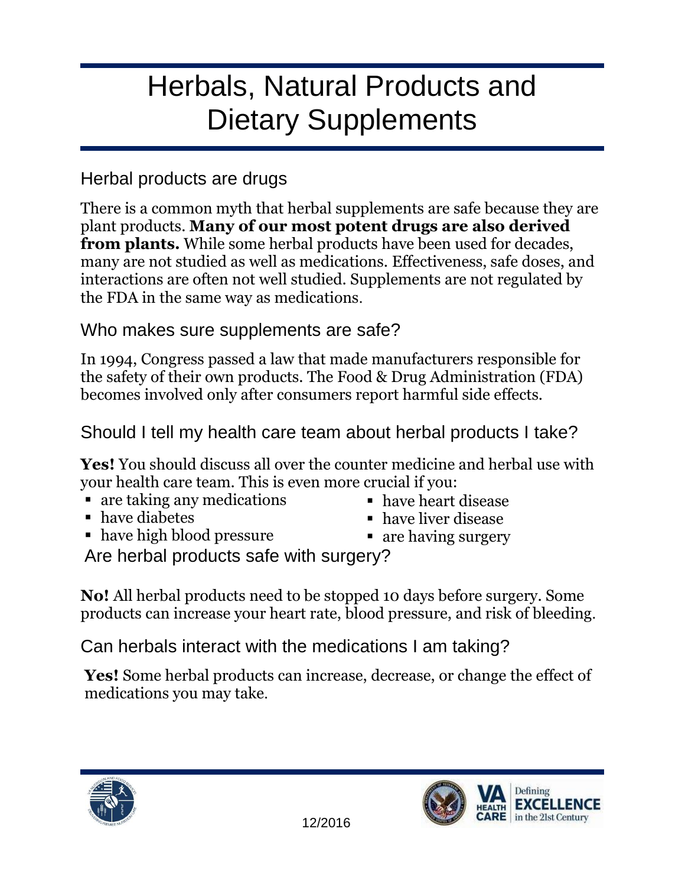# Herbals, Natural Products and Dietary Supplements

## Herbal products are drugs

There is a common myth that herbal supplements are safe because they are plant products. **Many of our most potent drugs are also derived from plants.** While some herbal products have been used for decades, many are not studied as well as medications. Effectiveness, safe doses, and interactions are often not well studied. Supplements are not regulated by the FDA in the same way as medications.

## Who makes sure supplements are safe?

In 1994, Congress passed a law that made manufacturers responsible for the safety of their own products. The Food & Drug Administration (FDA) becomes involved only after consumers report harmful side effects.

## Should I tell my health care team about herbal products I take?

**Yes!** You should discuss all over the counter medicine and herbal use with your health care team. This is even more crucial if you:

- are taking any medications
- have diabetes
- have high blood pressure
- have heart disease
- have liver disease
- are having surgery

## Are herbal products safe with surgery?

**No!** All herbal products need to be stopped 10 days before surgery. Some products can increase your heart rate, blood pressure, and risk of bleeding.

## Can herbals interact with the medications I am taking?

**Yes!** Some herbal products can increase, decrease, or change the effect of medications you may take.

12/2016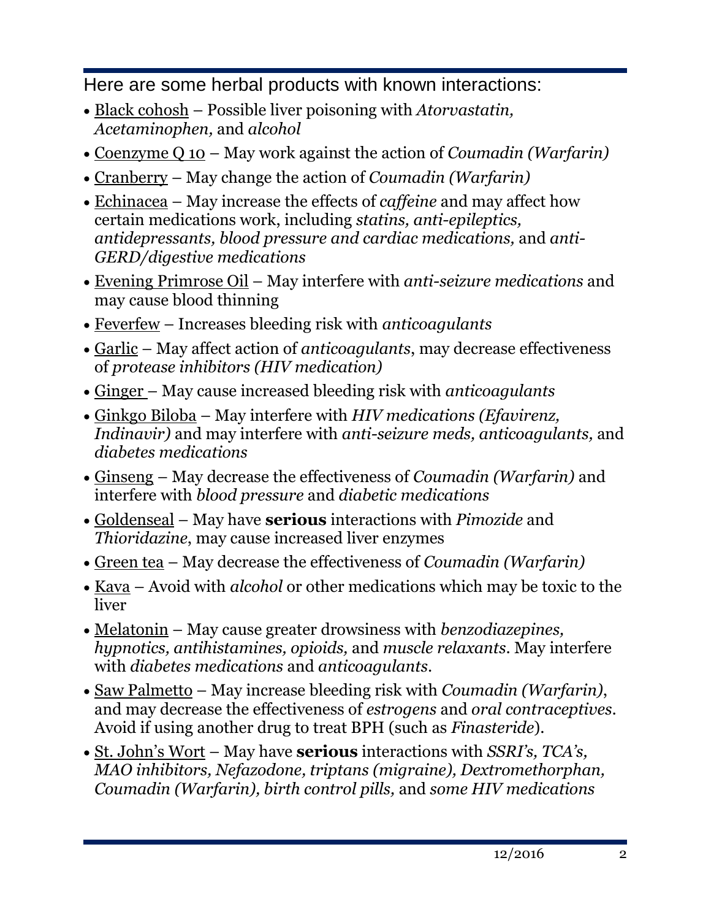Here are some herbal products with known interactions:

- Black cohosh – Possible liver poisoning with *Atorvastatin, Acetaminophen,* and *alcohol*
- Coenzyme Q 10 – May work against the action of *Coumadin (Warfarin)*
- Cranberry – May change the action of *Coumadin (Warfarin)*
- Echinacea – May increase the effects of *caffeine* and may affect how certain medications work, including *statins, anti-epileptics, antidepressants, blood pressure and cardiac medications,* and *anti-GERD/digestive medications*
- Evening Primrose Oil – May interfere with *anti-seizure medications* and may cause blood thinning
- Feverfew – Increases bleeding risk with *anticoagulants*
- Garlic – May affect action of *anticoagulants*, may decrease effectiveness of *protease inhibitors (HIV medication)*
- Ginger – May cause increased bleeding risk with *anticoagulants*
- Ginkgo Biloba – May interfere with *HIV medications (Efavirenz, Indinavir)* and may interfere with *anti-seizure meds, anticoagulants,* and *diabetes medications*
- Ginseng – May decrease the effectiveness of *Coumadin (Warfarin)* and interfere with *blood pressure* and *diabetic medications*
- Goldenseal – May have **serious** interactions with *Pimozide* and *Thioridazine*, may cause increased liver enzymes
- Green tea – May decrease the effectiveness of *Coumadin (Warfarin)*
- Kava – Avoid with *alcohol* or other medications which may be toxic to the liver
- Melatonin – May cause greater drowsiness with *benzodiazepines, hypnotics, antihistamines, opioids,* and *muscle relaxants*. May interfere with *diabetes medications* and *anticoagulants*.
- Saw Palmetto – May increase bleeding risk with *Coumadin (Warfarin)*, and may decrease the effectiveness of *estrogens* and *oral contraceptives*. Avoid if using another drug to treat BPH (such as *Finasteride*).
- St. John's Wort – May have **serious** interactions with *SSRI's, TCA's, MAO inhibitors, Nefazodone, triptans (migraine), Dextromethorphan, Coumadin (Warfarin), birth control pills,* and *some HIV medications*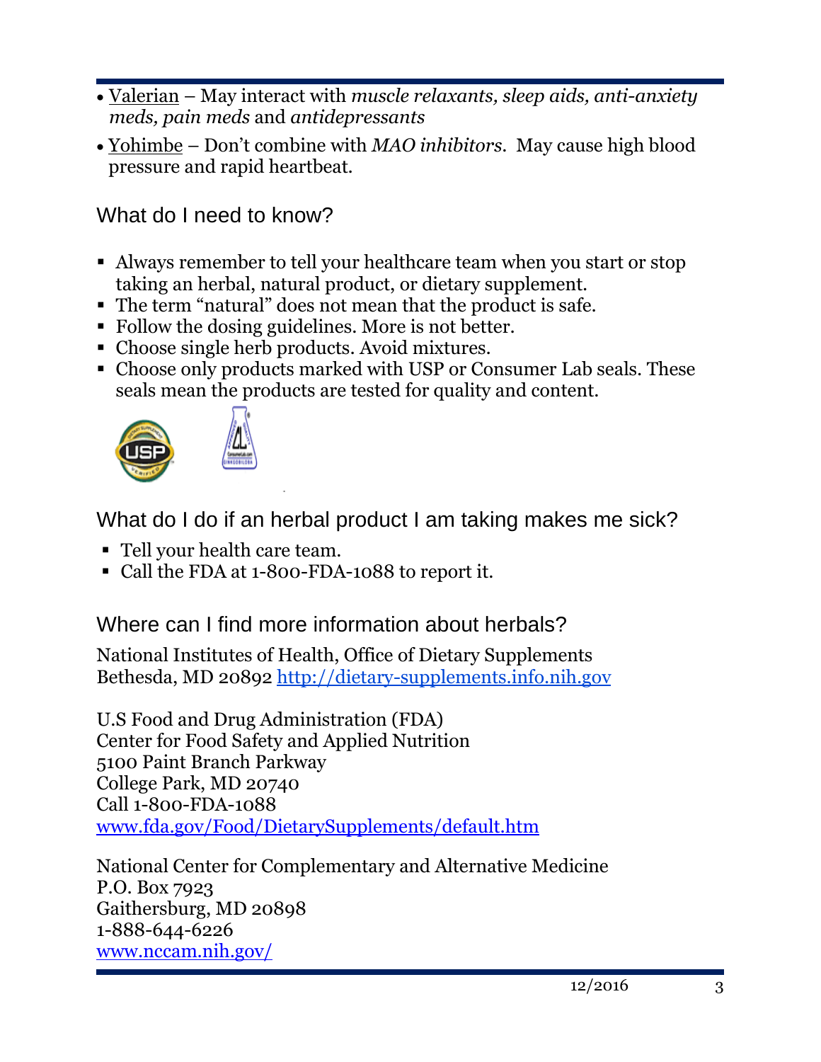- Valerian – May interact with *muscle relaxants, sleep aids, anti-anxiety meds, pain meds* and *antidepressants*
- Yohimbe – Don't combine with *MAO inhibitors*. May cause high blood pressure and rapid heartbeat.

## What do I need to know?

- Always remember to tell your healthcare team when you start or stop taking an herbal, natural product, or dietary supplement.
- The term "natural" does not mean that the product is safe.
- Follow the dosing guidelines. More is not better.
- Choose single herb products. Avoid mixtures.
- Choose only products marked with USP or Consumer Lab seals. These seals mean the products are tested for quality and content.

## What do I do if an herbal product I am taking makes me sick?

- Tell your health care team.
- Call the FDA at 1-800-FDA-1088 to report it.

## Where can I find more information about herbals?

National Institutes of Health, Office of Dietary Supplements
Bethesda, MD 20892 http://dietary-supplements.info.nih.gov

U.S Food and Drug Administration (FDA)
Center for Food Safety and Applied Nutrition
5100 Paint Branch Parkway
College Park, MD 20740
Call 1-800-FDA-1088
www.fda.gov/Food/DietarySupplements/default.htm

National Center for Complementary and Alternative Medicine
P.O. Box 7923
Gaithersburg, MD 20898
1-888-644-6226
www.nccam.nih.gov/

12/2016